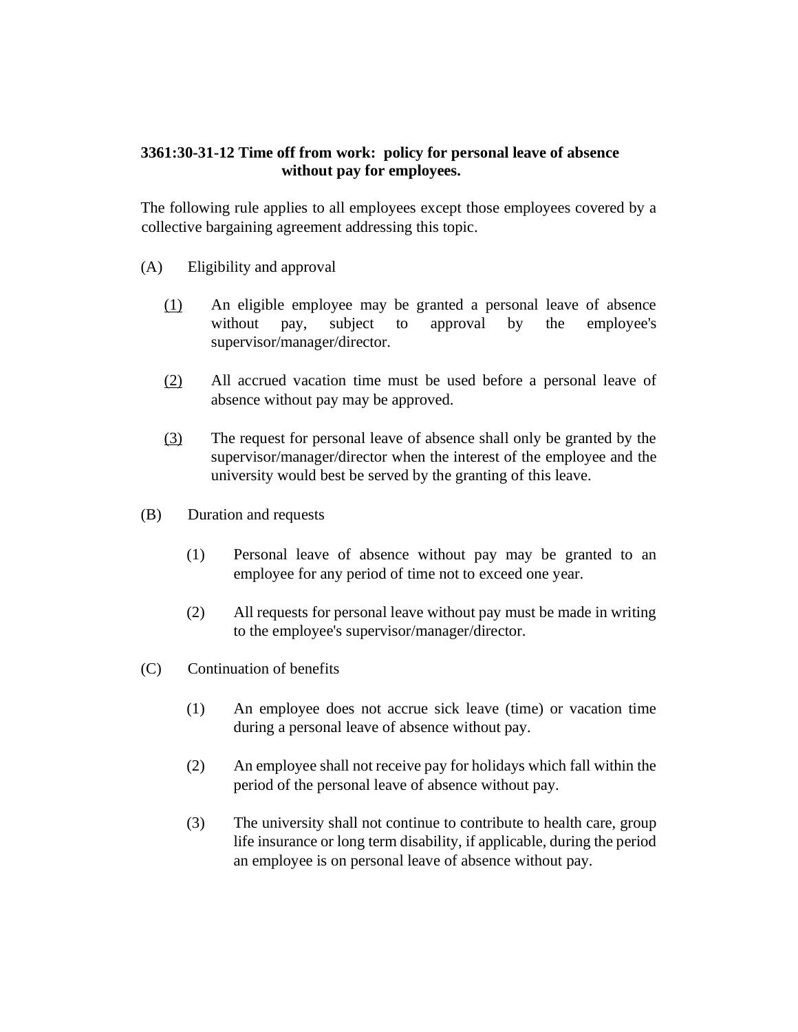**3361:30-31-12 Time off from work: policy for personal leave of absence without pay for employees.**

The following rule applies to all employees except those employees covered by a collective bargaining agreement addressing this topic.

(A) Eligibility and approval

(1) An eligible employee may be granted a personal leave of absence without pay, subject to approval by the employee's supervisor/manager/director.

(2) All accrued vacation time must be used before a personal leave of absence without pay may be approved.

(3) The request for personal leave of absence shall only be granted by the supervisor/manager/director when the interest of the employee and the university would best be served by the granting of this leave.

(B) Duration and requests

(1) Personal leave of absence without pay may be granted to an employee for any period of time not to exceed one year.

(2) All requests for personal leave without pay must be made in writing to the employee's supervisor/manager/director.

(C) Continuation of benefits

(1) An employee does not accrue sick leave (time) or vacation time during a personal leave of absence without pay.

(2) An employee shall not receive pay for holidays which fall within the period of the personal leave of absence without pay.

(3) The university shall not continue to contribute to health care, group life insurance or long term disability, if applicable, during the period an employee is on personal leave of absence without pay.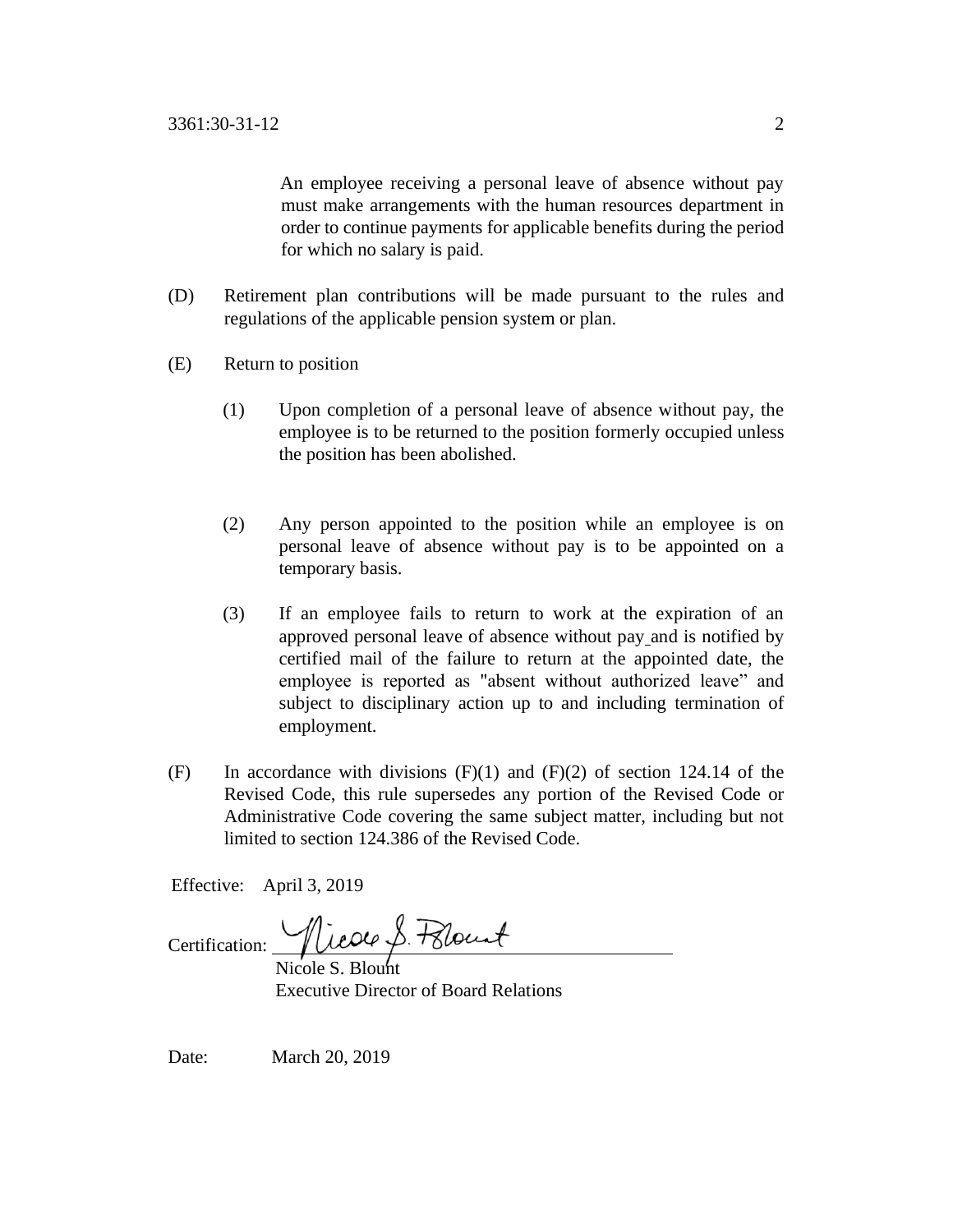An employee receiving a personal leave of absence without pay must make arrangements with the human resources department in order to continue payments for applicable benefits during the period for which no salary is paid.

(D) Retirement plan contributions will be made pursuant to the rules and regulations of the applicable pension system or plan.

(E) Return to position

(1) Upon completion of a personal leave of absence without pay, the employee is to be returned to the position formerly occupied unless the position has been abolished.

(2) Any person appointed to the position while an employee is on personal leave of absence without pay is to be appointed on a temporary basis.

(3) If an employee fails to return to work at the expiration of an approved personal leave of absence without pay and is notified by certified mail of the failure to return at the appointed date, the employee is reported as "absent without authorized leave" and subject to disciplinary action up to and including termination of employment.

(F) In accordance with divisions (F)(1) and (F)(2) of section 124.14 of the Revised Code, this rule supersedes any portion of the Revised Code or Administrative Code covering the same subject matter, including but not limited to section 124.386 of the Revised Code.

Effective: April 3, 2019

Certification: Nicole S. Blount

Nicole S. Blount
Executive Director of Board Relations

Date: March 20, 2019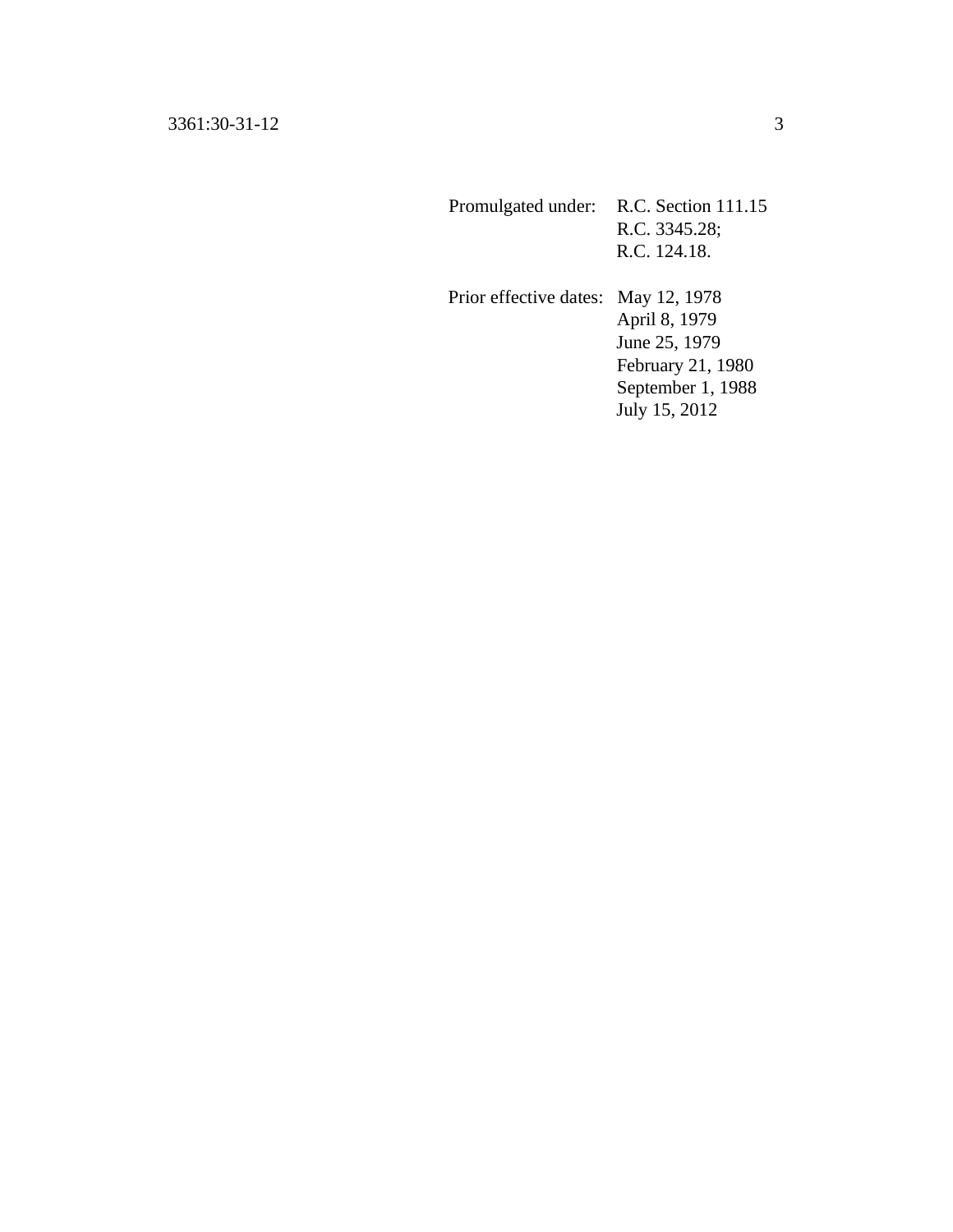Promulgated under: R.C. Section 111.15
R.C. 3345.28;
R.C. 124.18.

Prior effective dates: May 12, 1978
April 8, 1979
June 25, 1979
February 21, 1980
September 1, 1988
July 15, 2012